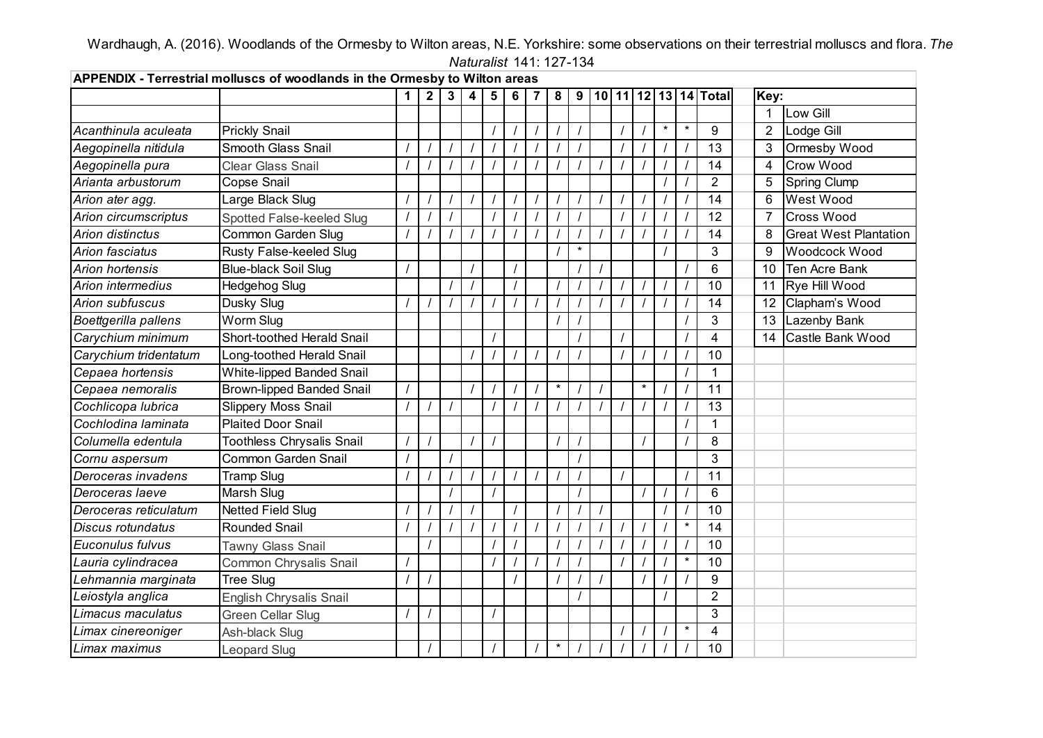Wardhaugh, A. (2016). Woodlands of the Ormesby to Wilton areas, N.E. Yorkshire: some observations on their terrestrial molluscs and flora. *The Naturalist* 141: 127-134

**APPENDIX - Terrestrial molluscs of woodlands in the Ormesby to Wilton areas**

| | | 1 | 2 | 3 | 4 | 5 | 6 | 7 | 8 | 9 | 10 | 11 | 12 | 13 | 14 | Total |
|---|---|---|---|---|---|---|---|---|---|---|---|---|---|---|---|---|
| *Acanthinula aculeata* | Prickly Snail | | | | | / | / | / | / | / | | / | / | * | * | 9 |
| *Aegopinella nitidula* | Smooth Glass Snail | / | / | / | / | / | / | / | / | / | | / | / | / | / | 13 |
| *Aegopinella pura* | Clear Glass Snail | / | / | / | / | / | / | / | / | / | / | / | / | / | / | 14 |
| *Arianta arbustorum* | Copse Snail | | | | | | | | | | | | | / | / | 2 |
| *Arion ater agg.* | Large Black Slug | / | / | / | / | / | / | / | / | / | / | / | / | / | / | 14 |
| *Arion circumscriptus* | Spotted False-keeled Slug | / | / | / | | / | / | / | / | / | | / | / | / | / | 12 |
| *Arion distinctus* | Common Garden Slug | / | / | / | / | / | / | / | / | / | / | / | / | / | / | 14 |
| *Arion fasciatus* | Rusty False-keeled Slug | | | | | | | | / | * | | | | / | | 3 |
| *Arion hortensis* | Blue-black Soil Slug | / | | | / | | / | | | / | / | | | | / | 6 |
| *Arion intermedius* | Hedgehog Slug | | | / | / | | / | | / | / | / | / | / | / | / | 10 |
| *Arion subfuscus* | Dusky Slug | / | / | / | / | / | / | / | / | / | / | / | / | / | / | 14 |
| *Boettgerilla pallens* | Worm Slug | | | | | | | | / | / | | | | | / | 3 |
| *Carychium minimum* | Short-toothed Herald Snail | | | | | / | | | | / | | / | | | / | 4 |
| *Carychium tridentatum* | Long-toothed Herald Snail | | | | / | / | / | / | / | / | | / | / | / | / | 10 |
| *Cepaea hortensis* | White-lipped Banded Snail | | | | | | | | | | | | | | / | 1 |
| *Cepaea nemoralis* | Brown-lipped Banded Snail | / | | | / | / | / | / | * | / | / | | * | / | / | 11 |
| *Cochlicopa lubrica* | Slippery Moss Snail | / | / | / | | / | / | / | / | / | / | / | / | / | / | 13 |
| *Cochlodina laminata* | Plaited Door Snail | | | | | | | | | | | | | | / | 1 |
| *Columella edentula* | Toothless Chrysalis Snail | / | / | | / | / | | | / | / | | | / | | / | 8 |
| *Cornu aspersum* | Common Garden Snail | / | | / | | | | | | / | | | | | | 3 |
| *Deroceras invadens* | Tramp Slug | / | / | / | / | / | / | / | / | / | | / | | | / | 11 |
| *Deroceras laeve* | Marsh Slug | | | / | | / | | | | / | | | / | / | / | 6 |
| *Deroceras reticulatum* | Netted Field Slug | / | / | / | / | | / | | / | / | / | | | / | / | 10 |
| *Discus rotundatus* | Rounded Snail | / | / | / | / | / | / | / | / | / | / | / | / | / | * | 14 |
| *Euconulus fulvus* | Tawny Glass Snail | | / | | | / | / | | / | / | / | / | / | / | / | 10 |
| *Lauria cylindracea* | Common Chrysalis Snail | / | | | | / | / | / | / | / | | / | / | / | * | 10 |
| *Lehmannia marginata* | Tree Slug | / | / | | | | / | | / | / | / | | / | / | / | 9 |
| *Leiostyla anglica* | English Chrysalis Snail | | | | | | | | | / | | | | / | | 2 |
| *Limacus maculatus* | Green Cellar Slug | / | / | | | / | | | | | | | | | | 3 |
| *Limax cinereoniger* | Ash-black Slug | | | | | | | | | | | / | / | / | * | 4 |
| *Limax maximus* | Leopard Slug | | / | | | / | | / | * | / | / | / | / | / | / | 10 |

| Key: | |
|---|---|
| 1 | Low Gill |
| 2 | Lodge Gill |
| 3 | Ormesby Wood |
| 4 | Crow Wood |
| 5 | Spring Clump |
| 6 | West Wood |
| 7 | Cross Wood |
| 8 | Great West Plantation |
| 9 | Woodcock Wood |
| 10 | Ten Acre Bank |
| 11 | Rye Hill Wood |
| 12 | Clapham's Wood |
| 13 | Lazenby Bank |
| 14 | Castle Bank Wood |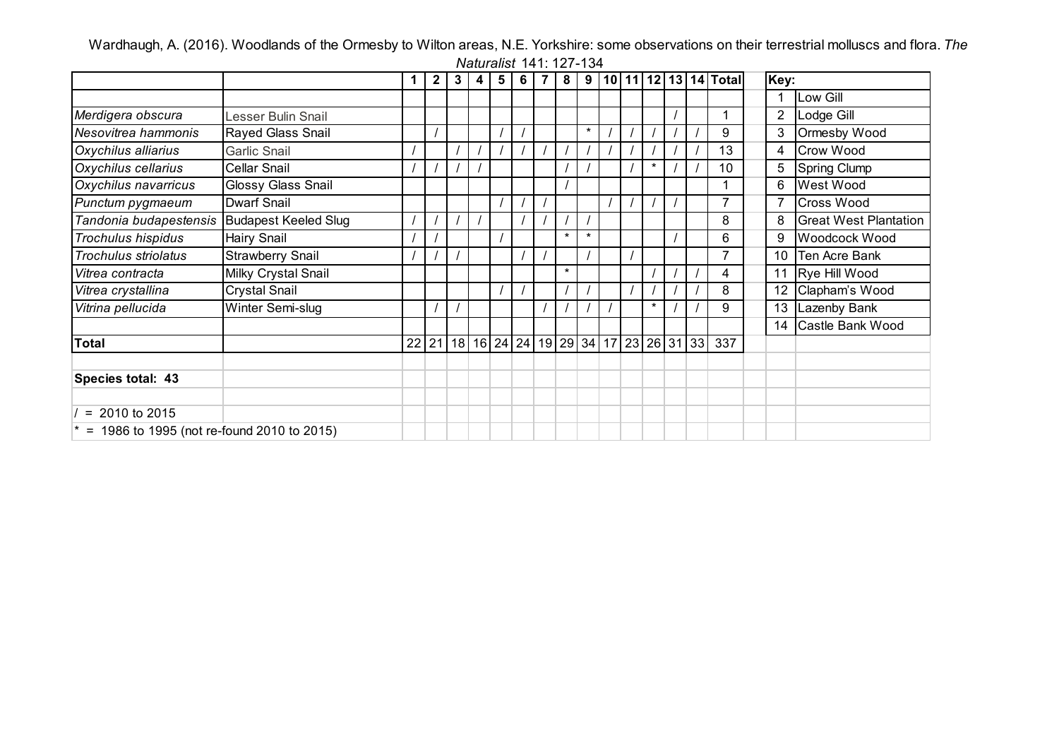| | | 1 | 2 | 3 | 4 | 5 | 6 | 7 | 8 | 9 | 10 | 11 | 12 | 13 | 14 | Total | | Key: | |
|---|---|---|---|---|---|---|---|---|---|---|---|---|---|---|---|---|---|---|---|
| | | | | | | | | | | | | | | | | | | 1 | Low Gill |
| *Merdigera obscura* | Lesser Bulin Snail | | | | | | | | | | | | | / | | 1 | | 2 | Lodge Gill |
| *Nesovitrea hammonis* | Rayed Glass Snail | | / | | | / | / | | | * | / | / | / | / | / | 9 | | 3 | Ormesby Wood |
| *Oxychilus alliarius* | Garlic Snail | / | | / | / | / | / | / | / | / | / | / | / | / | / | 13 | | 4 | Crow Wood |
| *Oxychilus cellarius* | Cellar Snail | / | / | / | / | | | | / | / | | / | * | / | / | 10 | | 5 | Spring Clump |
| *Oxychilus navarricus* | Glossy Glass Snail | | | | | | | | / | | | | | | | 1 | | 6 | West Wood |
| *Punctum pygmaeum* | Dwarf Snail | | | | | / | / | / | | | / | / | / | / | | 7 | | 7 | Cross Wood |
| *Tandonia budapestensis* | Budapest Keeled Slug | / | / | / | / | | / | / | / | / | | | | | | 8 | | 8 | Great West Plantation |
| *Trochulus hispidus* | Hairy Snail | / | / | | | / | | | * | * | | | | / | | 6 | | 9 | Woodcock Wood |
| *Trochulus striolatus* | Strawberry Snail | / | / | / | | | / | / | | / | | / | | | | 7 | | 10 | Ten Acre Bank |
| *Vitrea contracta* | Milky Crystal Snail | | | | | | | | * | | | | / | / | / | 4 | | 11 | Rye Hill Wood |
| *Vitrea crystallina* | Crystal Snail | | | | | / | / | | / | / | | / | / | / | / | 8 | | 12 | Clapham's Wood |
| *Vitrina pellucida* | Winter Semi-slug | | / | / | | | | / | / | / | / | | * | / | / | 9 | | 13 | Lazenby Bank |
| | | | | | | | | | | | | | | | | | | 14 | Castle Bank Wood |
| **Total** | | 22 | 21 | 18 | 16 | 24 | 24 | 19 | 29 | 34 | 17 | 23 | 26 | 31 | 33 | 337 | | | |

**Species total: 43**

/ = 2010 to 2015

* = 1986 to 1995 (not re-found 2010 to 2015)